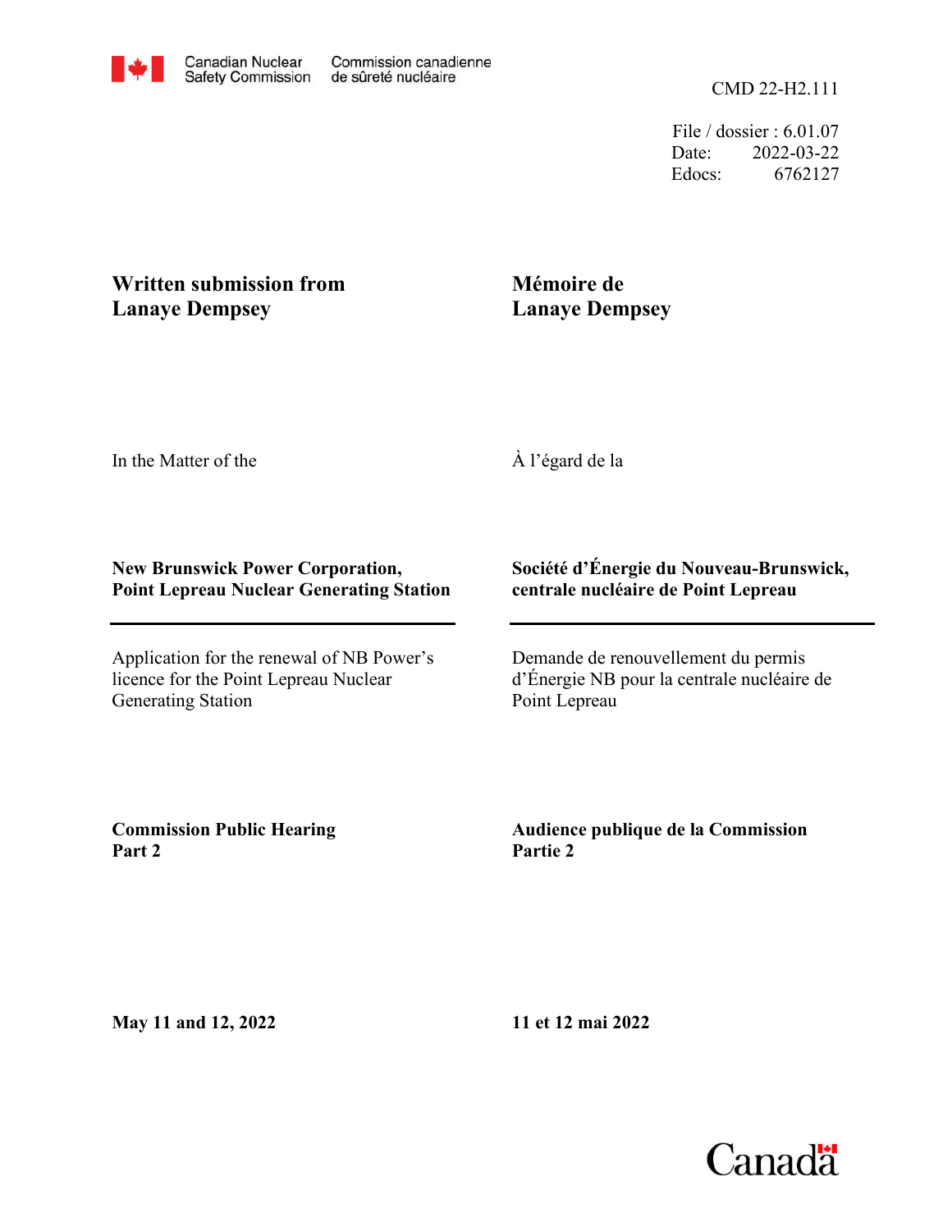Canadian Nuclear Safety Commission / Commission canadienne de sûreté nucléaire

CMD 22-H2.111

File / dossier : 6.01.07
Date: 2022-03-22
Edocs: 6762127

**Written submission from Lanaye Dempsey**

**Mémoire de Lanaye Dempsey**

In the Matter of the

À l'égard de la

**New Brunswick Power Corporation, Point Lepreau Nuclear Generating Station**

**Société d'Énergie du Nouveau-Brunswick, centrale nucléaire de Point Lepreau**

Application for the renewal of NB Power's licence for the Point Lepreau Nuclear Generating Station

Demande de renouvellement du permis d'Énergie NB pour la centrale nucléaire de Point Lepreau

**Commission Public Hearing Part 2**

**Audience publique de la Commission Partie 2**

**May 11 and 12, 2022**

**11 et 12 mai 2022**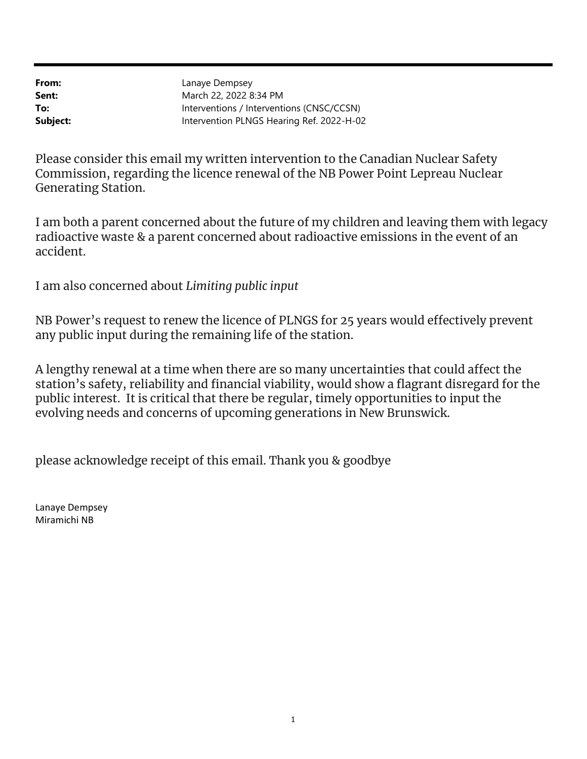**From:** Lanaye Dempsey
**Sent:** March 22, 2022 8:34 PM
**To:** Interventions / Interventions (CNSC/CCSN)
**Subject:** Intervention PLNGS Hearing Ref. 2022-H-02

Please consider this email my written intervention to the Canadian Nuclear Safety Commission, regarding the licence renewal of the NB Power Point Lepreau Nuclear Generating Station.

I am both a parent concerned about the future of my children and leaving them with legacy radioactive waste & a parent concerned about radioactive emissions in the event of an accident.

I am also concerned about *Limiting public input*

NB Power's request to renew the licence of PLNGS for 25 years would effectively prevent any public input during the remaining life of the station.

A lengthy renewal at a time when there are so many uncertainties that could affect the station's safety, reliability and financial viability, would show a flagrant disregard for the public interest. It is critical that there be regular, timely opportunities to input the evolving needs and concerns of upcoming generations in New Brunswick.

please acknowledge receipt of this email. Thank you & goodbye

Lanaye Dempsey
Miramichi NB